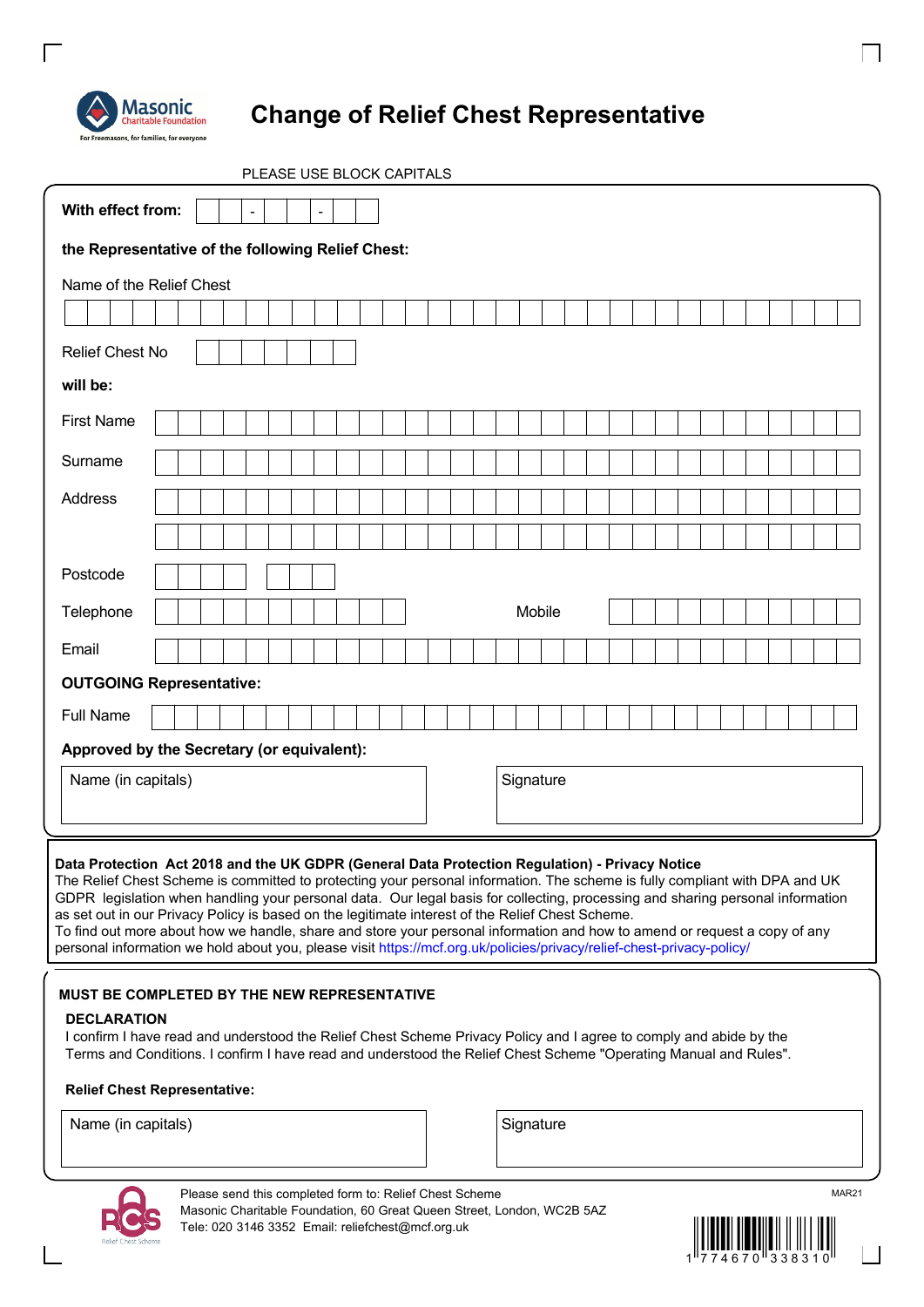Masonic Charitable Foundation
For Freemasons, for families, for everyone

# Change of Relief Chest Representative

PLEASE USE BLOCK CAPITALS

**With effect from:** __ __ - __ __ - __ __ __ __

**the Representative of the following Relief Chest:**

Name of the Relief Chest

Relief Chest No

**will be:**

First Name

Surname

Address

Postcode

Telephone

Mobile

Email

**OUTGOING Representative:**

Full Name

**Approved by the Secretary (or equivalent):**

| Name (in capitals) | Signature |
|---|---|
| | |

**Data Protection Act 2018 and the UK GDPR (General Data Protection Regulation) - Privacy Notice**
The Relief Chest Scheme is committed to protecting your personal information. The scheme is fully compliant with DPA and UK GDPR legislation when handling your personal data. Our legal basis for collecting, processing and sharing personal information as set out in our Privacy Policy is based on the legitimate interest of the Relief Chest Scheme.
To find out more about how we handle, share and store your personal information and how to amend or request a copy of any personal information we hold about you, please visit https://mcf.org.uk/policies/privacy/relief-chest-privacy-policy/

**MUST BE COMPLETED BY THE NEW REPRESENTATIVE**

**DECLARATION**
I confirm I have read and understood the Relief Chest Scheme Privacy Policy and I agree to comply and abide by the Terms and Conditions. I confirm I have read and understood the Relief Chest Scheme "Operating Manual and Rules".

**Relief Chest Representative:**

| Name (in capitals) | Signature |
|---|---|
| | |

Please send this completed form to: Relief Chest Scheme
Masonic Charitable Foundation, 60 Great Queen Street, London, WC2B 5AZ
Tele: 020 3146 3352 Email: reliefchest@mcf.org.uk

MAR21

1774670338310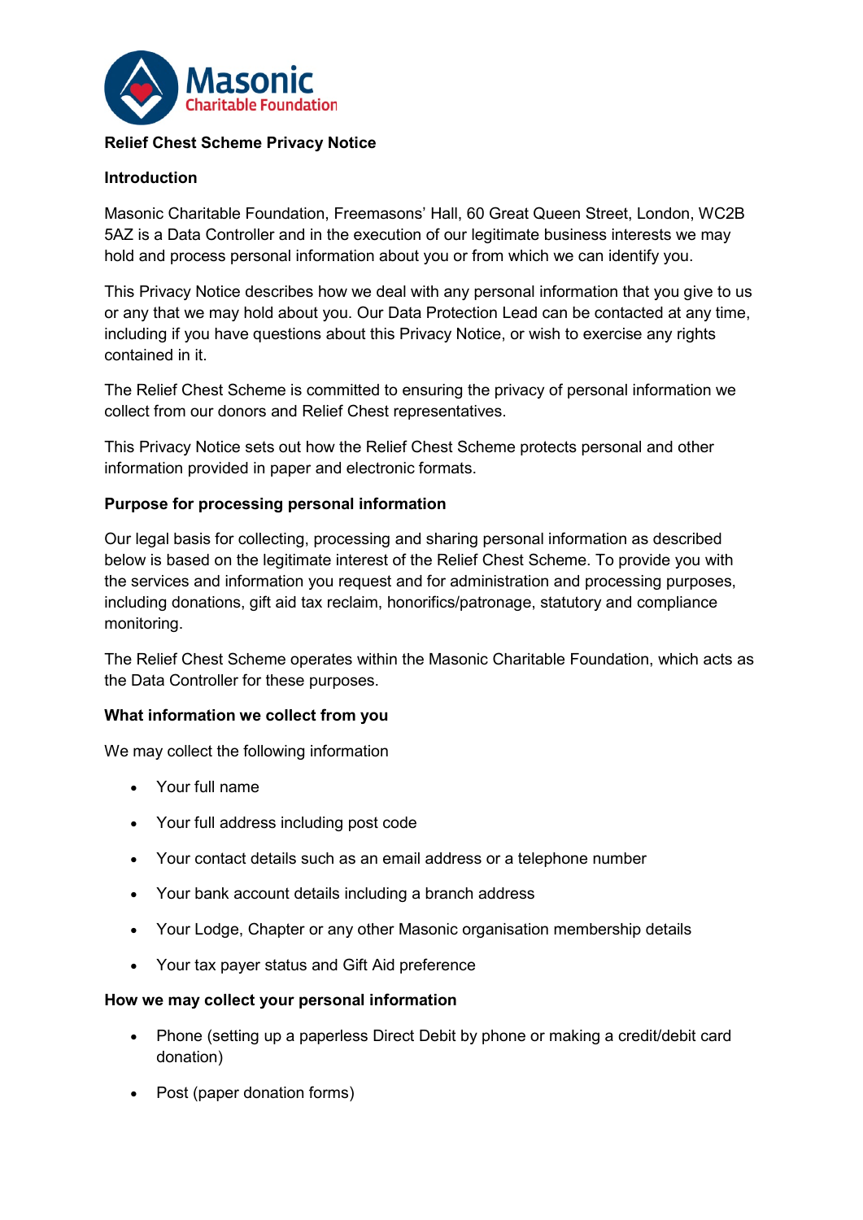**Relief Chest Scheme Privacy Notice**

**Introduction**

Masonic Charitable Foundation, Freemasons' Hall, 60 Great Queen Street, London, WC2B 5AZ is a Data Controller and in the execution of our legitimate business interests we may hold and process personal information about you or from which we can identify you.

This Privacy Notice describes how we deal with any personal information that you give to us or any that we may hold about you. Our Data Protection Lead can be contacted at any time, including if you have questions about this Privacy Notice, or wish to exercise any rights contained in it.

The Relief Chest Scheme is committed to ensuring the privacy of personal information we collect from our donors and Relief Chest representatives.

This Privacy Notice sets out how the Relief Chest Scheme protects personal and other information provided in paper and electronic formats.

**Purpose for processing personal information**

Our legal basis for collecting, processing and sharing personal information as described below is based on the legitimate interest of the Relief Chest Scheme. To provide you with the services and information you request and for administration and processing purposes, including donations, gift aid tax reclaim, honorifics/patronage, statutory and compliance monitoring.

The Relief Chest Scheme operates within the Masonic Charitable Foundation, which acts as the Data Controller for these purposes.

**What information we collect from you**

We may collect the following information

- Your full name
- Your full address including post code
- Your contact details such as an email address or a telephone number
- Your bank account details including a branch address
- Your Lodge, Chapter or any other Masonic organisation membership details
- Your tax payer status and Gift Aid preference

**How we may collect your personal information**

- Phone (setting up a paperless Direct Debit by phone or making a credit/debit card donation)
- Post (paper donation forms)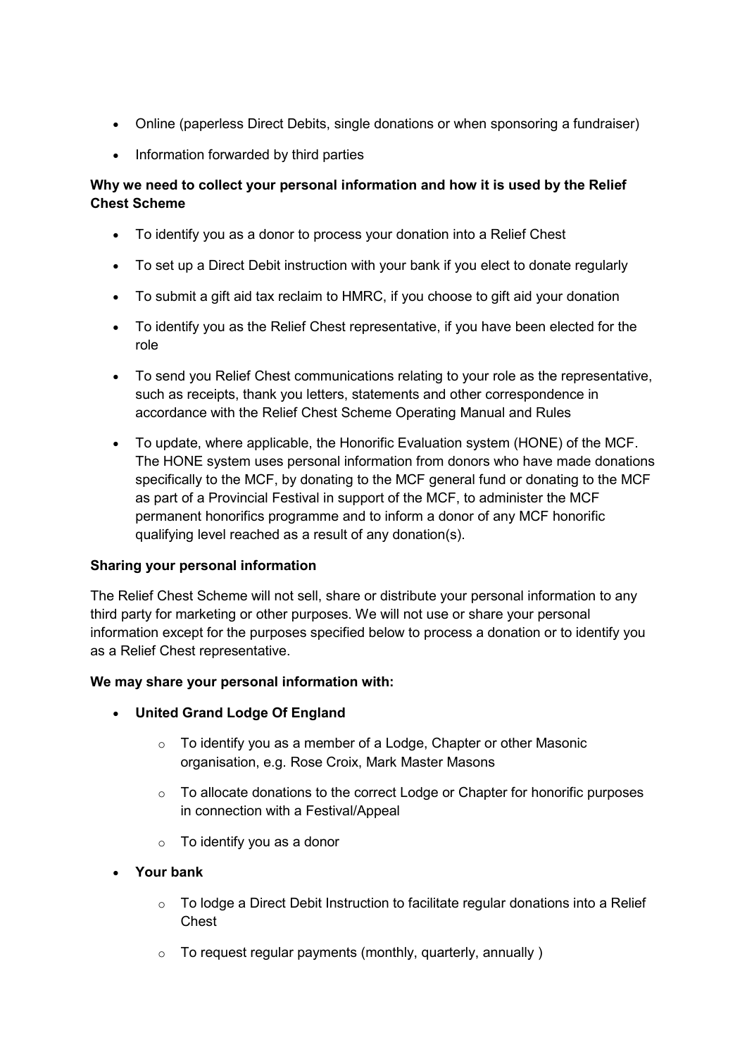- Online (paperless Direct Debits, single donations or when sponsoring a fundraiser)
- Information forwarded by third parties

**Why we need to collect your personal information and how it is used by the Relief Chest Scheme**

- To identify you as a donor to process your donation into a Relief Chest
- To set up a Direct Debit instruction with your bank if you elect to donate regularly
- To submit a gift aid tax reclaim to HMRC, if you choose to gift aid your donation
- To identify you as the Relief Chest representative, if you have been elected for the role
- To send you Relief Chest communications relating to your role as the representative, such as receipts, thank you letters, statements and other correspondence in accordance with the Relief Chest Scheme Operating Manual and Rules
- To update, where applicable, the Honorific Evaluation system (HONE) of the MCF. The HONE system uses personal information from donors who have made donations specifically to the MCF, by donating to the MCF general fund or donating to the MCF as part of a Provincial Festival in support of the MCF, to administer the MCF permanent honorifics programme and to inform a donor of any MCF honorific qualifying level reached as a result of any donation(s).

**Sharing your personal information**

The Relief Chest Scheme will not sell, share or distribute your personal information to any third party for marketing or other purposes. We will not use or share your personal information except for the purposes specified below to process a donation or to identify you as a Relief Chest representative.

**We may share your personal information with:**

- **United Grand Lodge Of England**
  - To identify you as a member of a Lodge, Chapter or other Masonic organisation, e.g. Rose Croix, Mark Master Masons
  - To allocate donations to the correct Lodge or Chapter for honorific purposes in connection with a Festival/Appeal
  - To identify you as a donor
- **Your bank**
  - To lodge a Direct Debit Instruction to facilitate regular donations into a Relief Chest
  - To request regular payments (monthly, quarterly, annually )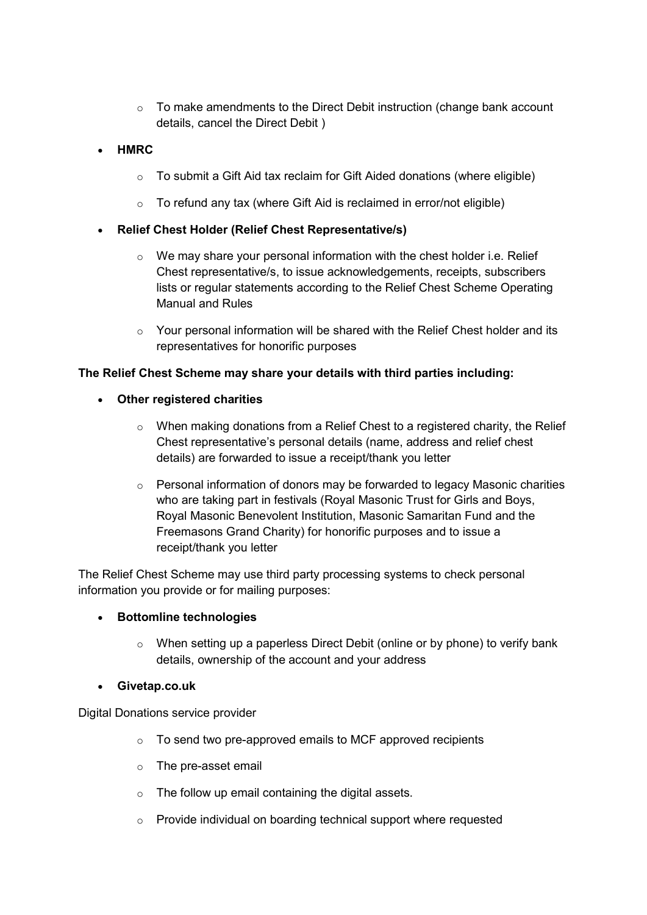- To make amendments to the Direct Debit instruction (change bank account details, cancel the Direct Debit )

- **HMRC**
  - To submit a Gift Aid tax reclaim for Gift Aided donations (where eligible)
  - To refund any tax (where Gift Aid is reclaimed in error/not eligible)

- **Relief Chest Holder (Relief Chest Representative/s)**
  - We may share your personal information with the chest holder i.e. Relief Chest representative/s, to issue acknowledgements, receipts, subscribers lists or regular statements according to the Relief Chest Scheme Operating Manual and Rules
  - Your personal information will be shared with the Relief Chest holder and its representatives for honorific purposes

**The Relief Chest Scheme may share your details with third parties including:**

- **Other registered charities**
  - When making donations from a Relief Chest to a registered charity, the Relief Chest representative's personal details (name, address and relief chest details) are forwarded to issue a receipt/thank you letter
  - Personal information of donors may be forwarded to legacy Masonic charities who are taking part in festivals (Royal Masonic Trust for Girls and Boys, Royal Masonic Benevolent Institution, Masonic Samaritan Fund and the Freemasons Grand Charity) for honorific purposes and to issue a receipt/thank you letter

The Relief Chest Scheme may use third party processing systems to check personal information you provide or for mailing purposes:

- **Bottomline technologies**
  - When setting up a paperless Direct Debit (online or by phone) to verify bank details, ownership of the account and your address

- **Givetap.co.uk**

Digital Donations service provider

  - To send two pre-approved emails to MCF approved recipients
  - The pre-asset email
  - The follow up email containing the digital assets.
  - Provide individual on boarding technical support where requested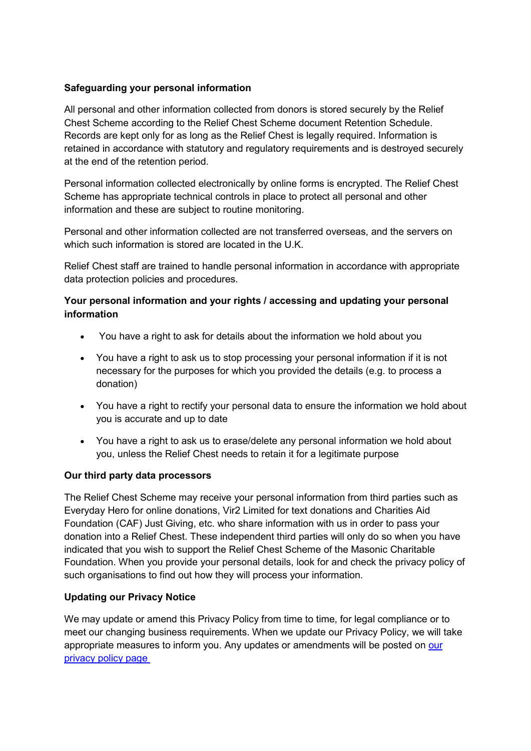**Safeguarding your personal information**

All personal and other information collected from donors is stored securely by the Relief Chest Scheme according to the Relief Chest Scheme document Retention Schedule. Records are kept only for as long as the Relief Chest is legally required. Information is retained in accordance with statutory and regulatory requirements and is destroyed securely at the end of the retention period.

Personal information collected electronically by online forms is encrypted. The Relief Chest Scheme has appropriate technical controls in place to protect all personal and other information and these are subject to routine monitoring.

Personal and other information collected are not transferred overseas, and the servers on which such information is stored are located in the U.K.

Relief Chest staff are trained to handle personal information in accordance with appropriate data protection policies and procedures.

**Your personal information and your rights / accessing and updating your personal information**

- You have a right to ask for details about the information we hold about you
- You have a right to ask us to stop processing your personal information if it is not necessary for the purposes for which you provided the details (e.g. to process a donation)
- You have a right to rectify your personal data to ensure the information we hold about you is accurate and up to date
- You have a right to ask us to erase/delete any personal information we hold about you, unless the Relief Chest needs to retain it for a legitimate purpose

**Our third party data processors**

The Relief Chest Scheme may receive your personal information from third parties such as Everyday Hero for online donations, Vir2 Limited for text donations and Charities Aid Foundation (CAF) Just Giving, etc. who share information with us in order to pass your donation into a Relief Chest. These independent third parties will only do so when you have indicated that you wish to support the Relief Chest Scheme of the Masonic Charitable Foundation. When you provide your personal details, look for and check the privacy policy of such organisations to find out how they will process your information.

**Updating our Privacy Notice**

We may update or amend this Privacy Policy from time to time, for legal compliance or to meet our changing business requirements. When we update our Privacy Policy, we will take appropriate measures to inform you. Any updates or amendments will be posted on our privacy policy page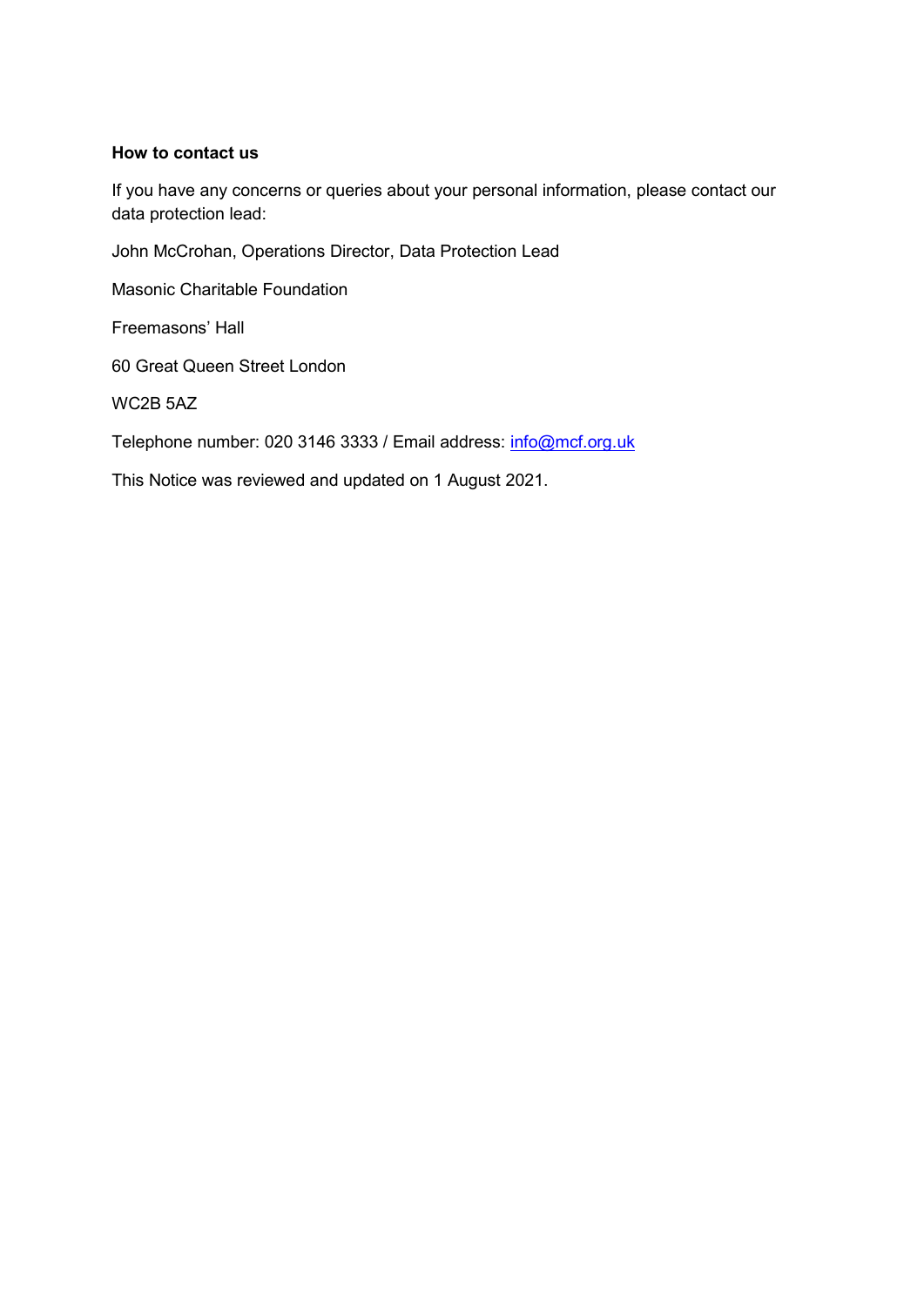**How to contact us**

If you have any concerns or queries about your personal information, please contact our data protection lead:

John McCrohan, Operations Director, Data Protection Lead

Masonic Charitable Foundation

Freemasons' Hall

60 Great Queen Street London

WC2B 5AZ

Telephone number: 020 3146 3333 / Email address: info@mcf.org.uk

This Notice was reviewed and updated on 1 August 2021.